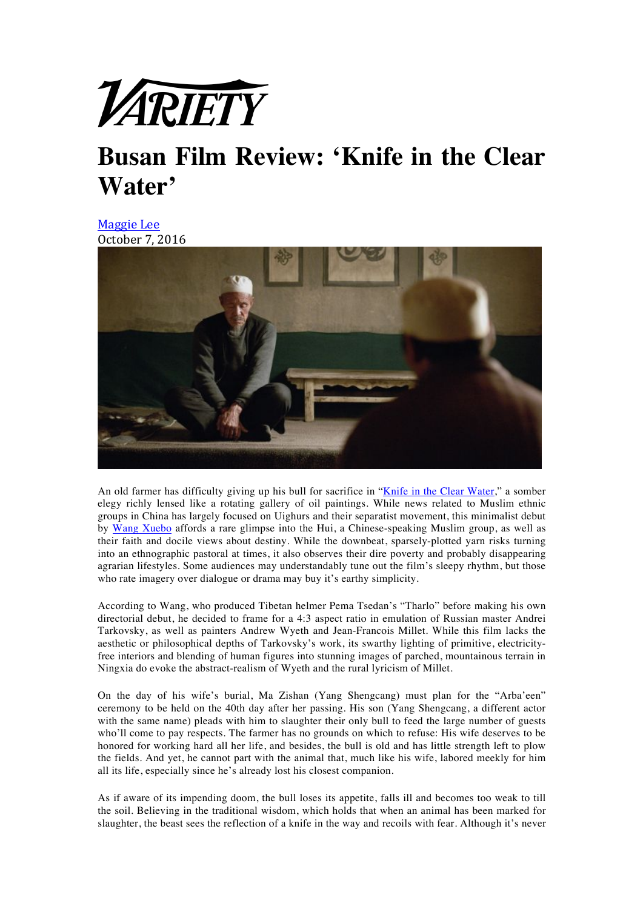VARIETY

# Busan Film Review: 'Knife in the Clear Water'

Maggie Lee
October 7, 2016

An old farmer has difficulty giving up his bull for sacrifice in "Knife in the Clear Water," a somber elegy richly lensed like a rotating gallery of oil paintings. While news related to Muslim ethnic groups in China has largely focused on Uighurs and their separatist movement, this minimalist debut by Wang Xuebo affords a rare glimpse into the Hui, a Chinese-speaking Muslim group, as well as their faith and docile views about destiny. While the downbeat, sparsely-plotted yarn risks turning into an ethnographic pastoral at times, it also observes their dire poverty and probably disappearing agrarian lifestyles. Some audiences may understandably tune out the film's sleepy rhythm, but those who rate imagery over dialogue or drama may buy it's earthy simplicity.

According to Wang, who produced Tibetan helmer Pema Tsedan's "Tharlo" before making his own directorial debut, he decided to frame for a 4:3 aspect ratio in emulation of Russian master Andrei Tarkovsky, as well as painters Andrew Wyeth and Jean-Francois Millet. While this film lacks the aesthetic or philosophical depths of Tarkovsky's work, its swarthy lighting of primitive, electricity-free interiors and blending of human figures into stunning images of parched, mountainous terrain in Ningxia do evoke the abstract-realism of Wyeth and the rural lyricism of Millet.

On the day of his wife's burial, Ma Zishan (Yang Shengcang) must plan for the "Arba'een" ceremony to be held on the 40th day after her passing. His son (Yang Shengcang, a different actor with the same name) pleads with him to slaughter their only bull to feed the large number of guests who'll come to pay respects. The farmer has no grounds on which to refuse: His wife deserves to be honored for working hard all her life, and besides, the bull is old and has little strength left to plow the fields. And yet, he cannot part with the animal that, much like his wife, labored meekly for him all its life, especially since he's already lost his closest companion.

As if aware of its impending doom, the bull loses its appetite, falls ill and becomes too weak to till the soil. Believing in the traditional wisdom, which holds that when an animal has been marked for slaughter, the beast sees the reflection of a knife in the way and recoils with fear. Although it's never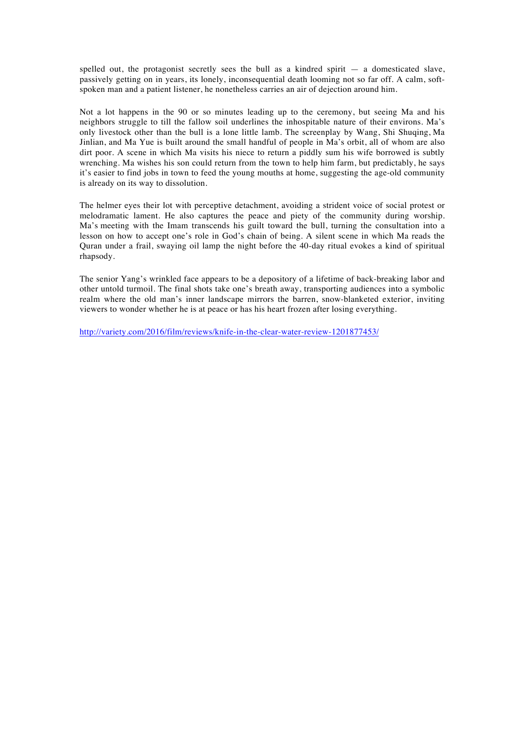spelled out, the protagonist secretly sees the bull as a kindred spirit — a domesticated slave, passively getting on in years, its lonely, inconsequential death looming not so far off. A calm, soft-spoken man and a patient listener, he nonetheless carries an air of dejection around him.

Not a lot happens in the 90 or so minutes leading up to the ceremony, but seeing Ma and his neighbors struggle to till the fallow soil underlines the inhospitable nature of their environs. Ma's only livestock other than the bull is a lone little lamb. The screenplay by Wang, Shi Shuqing, Ma Jinlian, and Ma Yue is built around the small handful of people in Ma's orbit, all of whom are also dirt poor. A scene in which Ma visits his niece to return a piddly sum his wife borrowed is subtly wrenching. Ma wishes his son could return from the town to help him farm, but predictably, he says it's easier to find jobs in town to feed the young mouths at home, suggesting the age-old community is already on its way to dissolution.

The helmer eyes their lot with perceptive detachment, avoiding a strident voice of social protest or melodramatic lament. He also captures the peace and piety of the community during worship. Ma's meeting with the Imam transcends his guilt toward the bull, turning the consultation into a lesson on how to accept one's role in God's chain of being. A silent scene in which Ma reads the Quran under a frail, swaying oil lamp the night before the 40-day ritual evokes a kind of spiritual rhapsody.

The senior Yang's wrinkled face appears to be a depository of a lifetime of back-breaking labor and other untold turmoil. The final shots take one's breath away, transporting audiences into a symbolic realm where the old man's inner landscape mirrors the barren, snow-blanketed exterior, inviting viewers to wonder whether he is at peace or has his heart frozen after losing everything.

http://variety.com/2016/film/reviews/knife-in-the-clear-water-review-1201877453/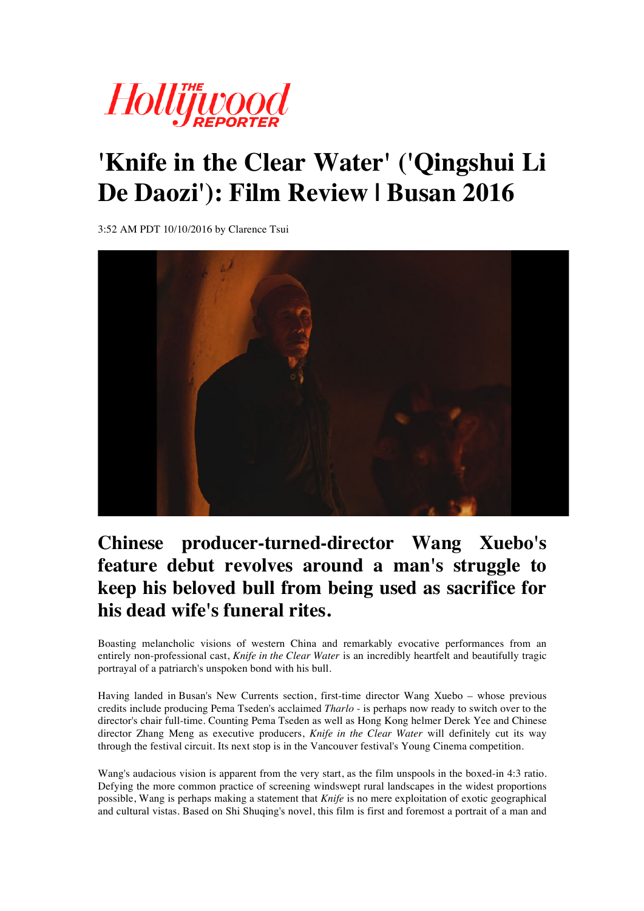# 'Knife in the Clear Water' ('Qingshui Li De Daozi'): Film Review | Busan 2016

3:52 AM PDT 10/10/2016 by Clarence Tsui

## Chinese producer-turned-director Wang Xuebo's feature debut revolves around a man's struggle to keep his beloved bull from being used as sacrifice for his dead wife's funeral rites.

Boasting melancholic visions of western China and remarkably evocative performances from an entirely non-professional cast, *Knife in the Clear Water* is an incredibly heartfelt and beautifully tragic portrayal of a patriarch's unspoken bond with his bull.

Having landed in Busan's New Currents section, first-time director Wang Xuebo – whose previous credits include producing Pema Tseden's acclaimed *Tharlo* - is perhaps now ready to switch over to the director's chair full-time. Counting Pema Tseden as well as Hong Kong helmer Derek Yee and Chinese director Zhang Meng as executive producers, *Knife in the Clear Water* will definitely cut its way through the festival circuit. Its next stop is in the Vancouver festival's Young Cinema competition.

Wang's audacious vision is apparent from the very start, as the film unspools in the boxed-in 4:3 ratio. Defying the more common practice of screening windswept rural landscapes in the widest proportions possible, Wang is perhaps making a statement that *Knife* is no mere exploitation of exotic geographical and cultural vistas. Based on Shi Shuqing's novel, this film is first and foremost a portrait of a man and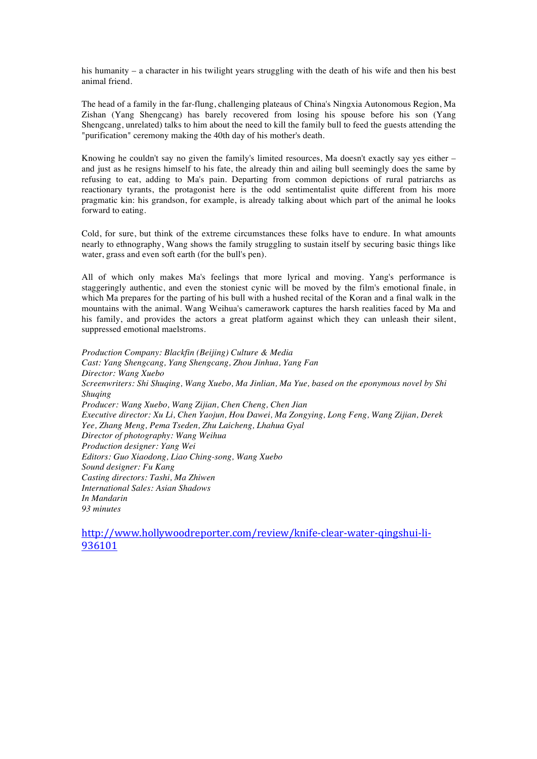his humanity – a character in his twilight years struggling with the death of his wife and then his best animal friend.

The head of a family in the far-flung, challenging plateaus of China's Ningxia Autonomous Region, Ma Zishan (Yang Shengcang) has barely recovered from losing his spouse before his son (Yang Shengcang, unrelated) talks to him about the need to kill the family bull to feed the guests attending the "purification" ceremony making the 40th day of his mother's death.

Knowing he couldn't say no given the family's limited resources, Ma doesn't exactly say yes either – and just as he resigns himself to his fate, the already thin and ailing bull seemingly does the same by refusing to eat, adding to Ma's pain. Departing from common depictions of rural patriarchs as reactionary tyrants, the protagonist here is the odd sentimentalist quite different from his more pragmatic kin: his grandson, for example, is already talking about which part of the animal he looks forward to eating.

Cold, for sure, but think of the extreme circumstances these folks have to endure. In what amounts nearly to ethnography, Wang shows the family struggling to sustain itself by securing basic things like water, grass and even soft earth (for the bull's pen).

All of which only makes Ma's feelings that more lyrical and moving. Yang's performance is staggeringly authentic, and even the stoniest cynic will be moved by the film's emotional finale, in which Ma prepares for the parting of his bull with a hushed recital of the Koran and a final walk in the mountains with the animal. Wang Weihua's camerawork captures the harsh realities faced by Ma and his family, and provides the actors a great platform against which they can unleash their silent, suppressed emotional maelstroms.

*Production Company: Blackfin (Beijing) Culture & Media*
*Cast: Yang Shengcang, Yang Shengcang, Zhou Jinhua, Yang Fan*
*Director: Wang Xuebo*
*Screenwriters: Shi Shuqing, Wang Xuebo, Ma Jinlian, Ma Yue, based on the eponymous novel by Shi Shuqing*
*Producer: Wang Xuebo, Wang Zijian, Chen Cheng, Chen Jian*
*Executive director: Xu Li, Chen Yaojun, Hou Dawei, Ma Zongying, Long Feng, Wang Zijian, Derek Yee, Zhang Meng, Pema Tseden, Zhu Laicheng, Lhahua Gyal*
*Director of photography: Wang Weihua*
*Production designer: Yang Wei*
*Editors: Guo Xiaodong, Liao Ching-song, Wang Xuebo*
*Sound designer: Fu Kang*
*Casting directors: Tashi, Ma Zhiwen*
*International Sales: Asian Shadows*
*In Mandarin*
*93 minutes*

http://www.hollywoodreporter.com/review/knife-clear-water-qingshui-li-936101